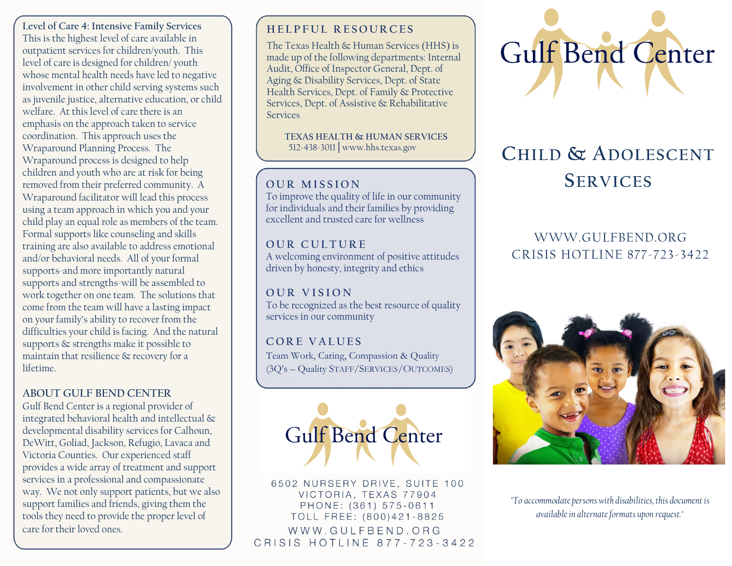**Level of Care 4: Intensive Family Services**

This is the highest level of care available in outpatient services for children/youth. This level of care is designed for children/ youth whose mental health needs have led to negative involvement in other child serving systems such as juvenile justice, alternative education, or child welfare. At this level of care there is an emphasis on the approach taken to service coordination. This approach uses the Wraparound Planning Process. The Wraparound process is designed to help children and youth who are at risk for being removed from their preferred community. A Wraparound facilitator will lead this process using a team approach in which you and your child play an equal role as members of the team. Formal supports like counseling and skills training are also available to address emotional and/or behavioral needs. All of your formal supports-and more importantly natural supports and strengths-will be assembled to work together on one team. The solutions that come from the team will have a lasting impact on your family's ability to recover from the difficulties your child is facing. And the natural supports & strengths make it possible to maintain that resilience & recovery for a lifetime.

## ABOUT GULF BEND CENTER

Gulf Bend Center is a regional provider of integrated behavioral health and intellectual & developmental disability services for Calhoun, DeWitt, Goliad, Jackson, Refugio, Lavaca and Victoria Counties. Our experienced staff provides a wide array of treatment and support services in a professional and compassionate way. We not only support patients, but we also support families and friends, giving them the tools they need to provide the proper level of care for their loved ones.

## HELPFUL RESOURCES

The Texas Health & Human Services (HHS) is made up of the following departments: Internal Audit, Office of Inspector General, Dept. of Aging & Disability Services, Dept. of State Health Services, Dept. of Family & Protective Services, Dept. of Assistive & Rehabilitative Services

**TEXAS HEALTH & HUMAN SERVICES**
512-438-3011 | www.hhs.texas.gov

## OUR MISSION

To improve the quality of life in our community for individuals and their families by providing excellent and trusted care for wellness

## OUR CULTURE

A welcoming environment of positive attitudes driven by honesty, integrity and ethics

## OUR VISION

To be recognized as the best resource of quality services in our community

## CORE VALUES

Team Work, Caring, Compassion & Quality
(3Q's – Quality STAFF/SERVICES/OUTCOMES)

Gulf Bend Center

6502 NURSERY DRIVE, SUITE 100
VICTORIA, TEXAS 77904
PHONE: (361) 575-0611
TOLL FREE: (800)421-8825
WWW.GULFBEND.ORG
CRISIS HOTLINE 877-723-3422

# Gulf Bend Center

## CHILD & ADOLESCENT SERVICES

WWW.GULFBEND.ORG
CRISIS HOTLINE 877-723-3422

*"To accommodate persons with disabilities, this document is available in alternate formats upon request."*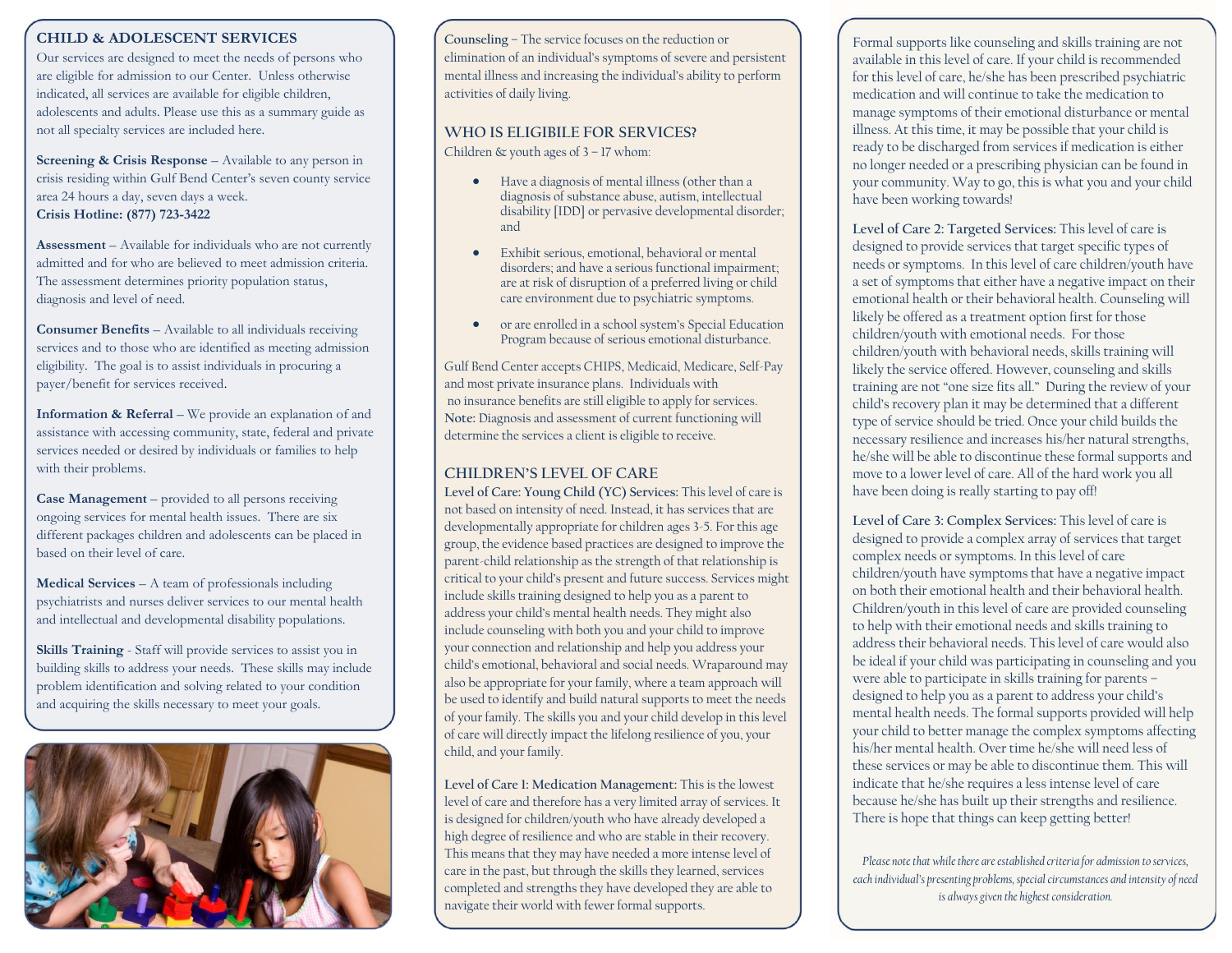## CHILD & ADOLESCENT SERVICES

Our services are designed to meet the needs of persons who are eligible for admission to our Center. Unless otherwise indicated, all services are available for eligible children, adolescents and adults. Please use this as a summary guide as not all specialty services are included here.

**Screening & Crisis Response** – Available to any person in crisis residing within Gulf Bend Center's seven county service area 24 hours a day, seven days a week.
**Crisis Hotline: (877) 723-3422**

**Assessment** – Available for individuals who are not currently admitted and for who are believed to meet admission criteria. The assessment determines priority population status, diagnosis and level of need.

**Consumer Benefits** – Available to all individuals receiving services and to those who are identified as meeting admission eligibility. The goal is to assist individuals in procuring a payer/benefit for services received.

**Information & Referral** – We provide an explanation of and assistance with accessing community, state, federal and private services needed or desired by individuals or families to help with their problems.

**Case Management** – provided to all persons receiving ongoing services for mental health issues. There are six different packages children and adolescents can be placed in based on their level of care.

**Medical Services** – A team of professionals including psychiatrists and nurses deliver services to our mental health and intellectual and developmental disability populations.

**Skills Training** - Staff will provide services to assist you in building skills to address your needs. These skills may include problem identification and solving related to your condition and acquiring the skills necessary to meet your goals.

**Counseling** – The service focuses on the reduction or elimination of an individual's symptoms of severe and persistent mental illness and increasing the individual's ability to perform activities of daily living.

## WHO IS ELIGIBILE FOR SERVICES?

Children & youth ages of 3 – 17 whom:

- Have a diagnosis of mental illness (other than a diagnosis of substance abuse, autism, intellectual disability [IDD] or pervasive developmental disorder; and
- Exhibit serious, emotional, behavioral or mental disorders; and have a serious functional impairment; are at risk of disruption of a preferred living or child care environment due to psychiatric symptoms.
- or are enrolled in a school system's Special Education Program because of serious emotional disturbance.

Gulf Bend Center accepts CHIPS, Medicaid, Medicare, Self-Pay and most private insurance plans. Individuals with no insurance benefits are still eligible to apply for services. **Note:** Diagnosis and assessment of current functioning will determine the services a client is eligible to receive.

## CHILDREN'S LEVEL OF CARE

**Level of Care: Young Child (YC) Services:** This level of care is not based on intensity of need. Instead, it has services that are developmentally appropriate for children ages 3-5. For this age group, the evidence based practices are designed to improve the parent-child relationship as the strength of that relationship is critical to your child's present and future success. Services might include skills training designed to help you as a parent to address your child's mental health needs. They might also include counseling with both you and your child to improve your connection and relationship and help you address your child's emotional, behavioral and social needs. Wraparound may also be appropriate for your family, where a team approach will be used to identify and build natural supports to meet the needs of your family. The skills you and your child develop in this level of care will directly impact the lifelong resilience of you, your child, and your family.

**Level of Care 1: Medication Management:** This is the lowest level of care and therefore has a very limited array of services. It is designed for children/youth who have already developed a high degree of resilience and who are stable in their recovery. This means that they may have needed a more intense level of care in the past, but through the skills they learned, services completed and strengths they have developed they are able to navigate their world with fewer formal supports. Formal supports like counseling and skills training are not available in this level of care. If your child is recommended for this level of care, he/she has been prescribed psychiatric medication and will continue to take the medication to manage symptoms of their emotional disturbance or mental illness. At this time, it may be possible that your child is ready to be discharged from services if medication is either no longer needed or a prescribing physician can be found in your community. Way to go, this is what you and your child have been working towards!

**Level of Care 2: Targeted Services:** This level of care is designed to provide services that target specific types of needs or symptoms. In this level of care children/youth have a set of symptoms that either have a negative impact on their emotional health or their behavioral health. Counseling will likely be offered as a treatment option first for those children/youth with emotional needs. For those children/youth with behavioral needs, skills training will likely the service offered. However, counseling and skills training are not "one size fits all." During the review of your child's recovery plan it may be determined that a different type of service should be tried. Once your child builds the necessary resilience and increases his/her natural strengths, he/she will be able to discontinue these formal supports and move to a lower level of care. All of the hard work you all have been doing is really starting to pay off!

**Level of Care 3: Complex Services:** This level of care is designed to provide a complex array of services that target complex needs or symptoms. In this level of care children/youth have symptoms that have a negative impact on both their emotional health and their behavioral health. Children/youth in this level of care are provided counseling to help with their emotional needs and skills training to address their behavioral needs. This level of care would also be ideal if your child was participating in counseling and you were able to participate in skills training for parents – designed to help you as a parent to address your child's mental health needs. The formal supports provided will help your child to better manage the complex symptoms affecting his/her mental health. Over time he/she will need less of these services or may be able to discontinue them. This will indicate that he/she requires a less intense level of care because he/she has built up their strengths and resilience. There is hope that things can keep getting better!

*Please note that while there are established criteria for admission to services, each individual's presenting problems, special circumstances and intensity of need is always given the highest consideration.*